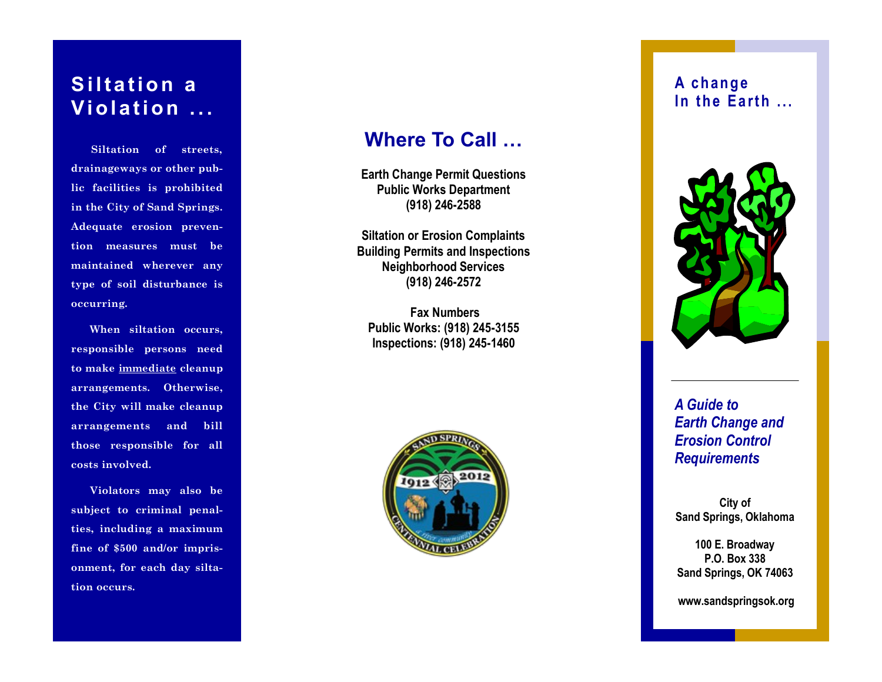## Siltation a Violation ...

**Siltation of streets, drainageways or other public facilities is prohibited in the City of Sand Springs. Adequate erosion prevention measures must be maintained wherever any type of soil disturbance is occurring.**

**When siltation occurs, responsible persons need to make immediate cleanup arrangements. Otherwise, the City will make cleanup arrangements and bill those responsible for all costs involved.**

**Violators may also be subject to criminal penalties, including a maximum fine of $500 and/or imprisonment, for each day siltation occurs.**

## Where To Call …

**Earth Change Permit Questions**
**Public Works Department**
**(918) 246-2588**

**Siltation or Erosion Complaints**
**Building Permits and Inspections**
**Neighborhood Services**
**(918) 246-2572**

**Fax Numbers**
**Public Works: (918) 245-3155**
**Inspections: (918) 245-1460**

SAND SPRINGS 1912 2012 a river community CENTENNIAL CELEBRATION

## A change In the Earth ...

***A Guide to Earth Change and Erosion Control Requirements***

**City of**
**Sand Springs, Oklahoma**

**100 E. Broadway**
**P.O. Box 338**
**Sand Springs, OK 74063**

**www.sandspringsok.org**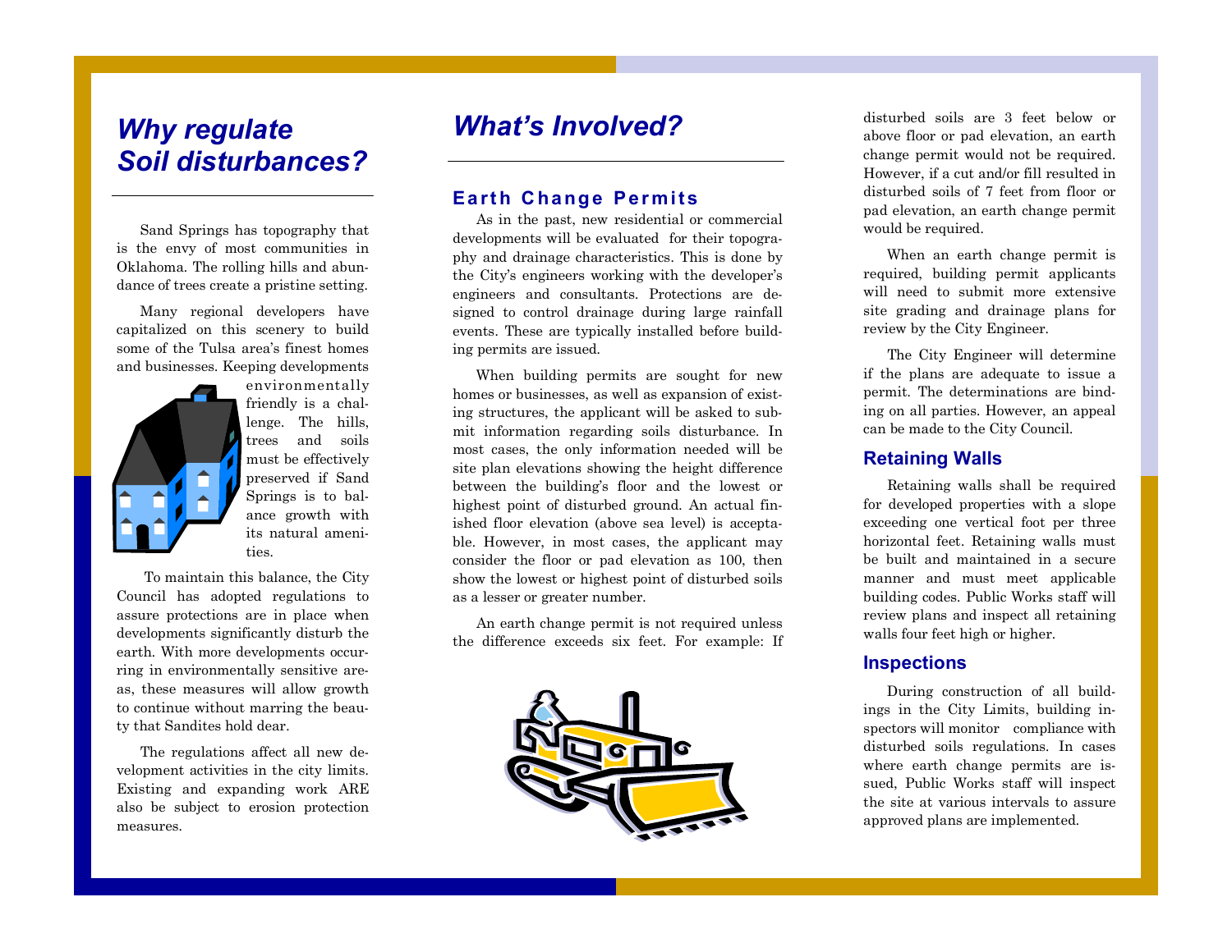## *Why regulate Soil disturbances?*

Sand Springs has topography that is the envy of most communities in Oklahoma. The rolling hills and abundance of trees create a pristine setting.

Many regional developers have capitalized on this scenery to build some of the Tulsa area's finest homes and businesses. Keeping developments environmentally friendly is a challenge. The hills, trees and soils must be effectively preserved if Sand Springs is to balance growth with its natural amenities.

To maintain this balance, the City Council has adopted regulations to assure protections are in place when developments significantly disturb the earth. With more developments occurring in environmentally sensitive areas, these measures will allow growth to continue without marring the beauty that Sandites hold dear.

The regulations affect all new development activities in the city limits. Existing and expanding work ARE also be subject to erosion protection measures.

## *What's Involved?*

### Earth Change Permits

As in the past, new residential or commercial developments will be evaluated for their topography and drainage characteristics. This is done by the City's engineers working with the developer's engineers and consultants. Protections are designed to control drainage during large rainfall events. These are typically installed before building permits are issued.

When building permits are sought for new homes or businesses, as well as expansion of existing structures, the applicant will be asked to submit information regarding soils disturbance. In most cases, the only information needed will be site plan elevations showing the height difference between the building's floor and the lowest or highest point of disturbed ground. An actual finished floor elevation (above sea level) is acceptable. However, in most cases, the applicant may consider the floor or pad elevation as 100, then show the lowest or highest point of disturbed soils as a lesser or greater number.

An earth change permit is not required unless the difference exceeds six feet. For example: If disturbed soils are 3 feet below or above floor or pad elevation, an earth change permit would not be required. However, if a cut and/or fill resulted in disturbed soils of 7 feet from floor or pad elevation, an earth change permit would be required.

When an earth change permit is required, building permit applicants will need to submit more extensive site grading and drainage plans for review by the City Engineer.

The City Engineer will determine if the plans are adequate to issue a permit. The determinations are binding on all parties. However, an appeal can be made to the City Council.

### Retaining Walls

Retaining walls shall be required for developed properties with a slope exceeding one vertical foot per three horizontal feet. Retaining walls must be built and maintained in a secure manner and must meet applicable building codes. Public Works staff will review plans and inspect all retaining walls four feet high or higher.

### Inspections

During construction of all buildings in the City Limits, building inspectors will monitor compliance with disturbed soils regulations. In cases where earth change permits are issued, Public Works staff will inspect the site at various intervals to assure approved plans are implemented.